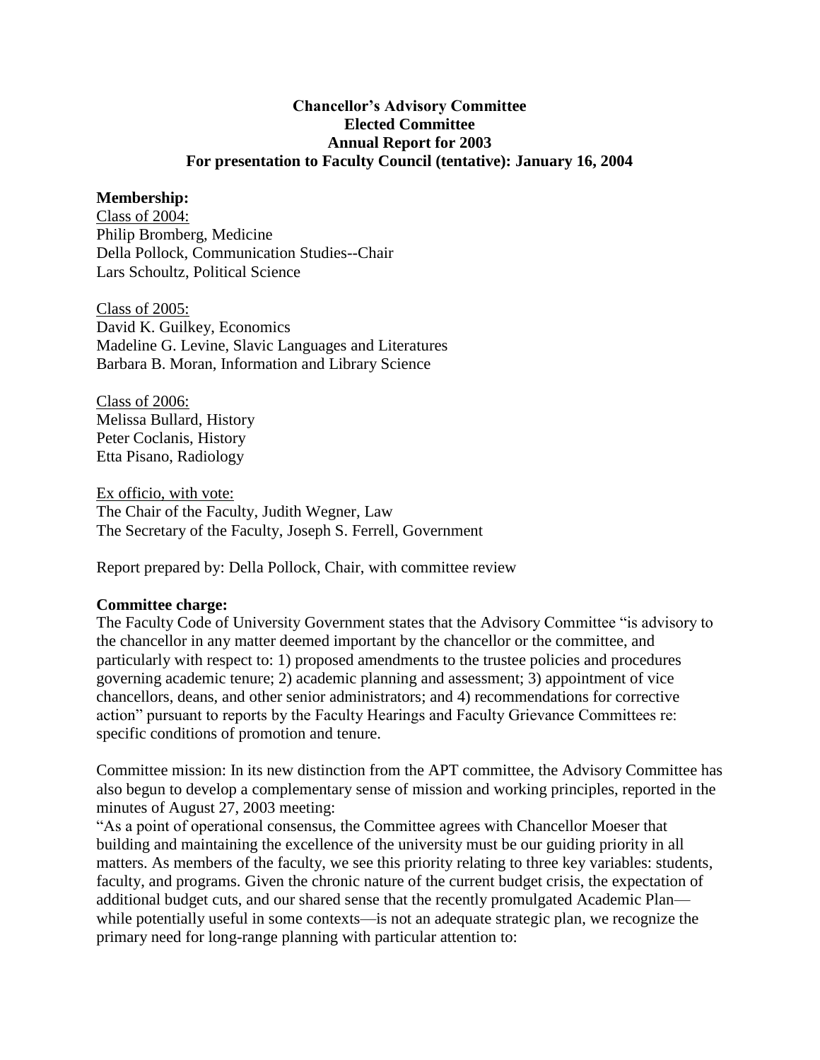**Chancellor's Advisory Committee**
**Elected Committee**
**Annual Report for 2003**
**For presentation to Faculty Council (tentative): January 16, 2004**

**Membership:**

Class of 2004:
Philip Bromberg, Medicine
Della Pollock, Communication Studies--Chair
Lars Schoultz, Political Science

Class of 2005:
David K. Guilkey, Economics
Madeline G. Levine, Slavic Languages and Literatures
Barbara B. Moran, Information and Library Science

Class of 2006:
Melissa Bullard, History
Peter Coclanis, History
Etta Pisano, Radiology

Ex officio, with vote:
The Chair of the Faculty, Judith Wegner, Law
The Secretary of the Faculty, Joseph S. Ferrell, Government

Report prepared by: Della Pollock, Chair, with committee review

**Committee charge:**
The Faculty Code of University Government states that the Advisory Committee "is advisory to the chancellor in any matter deemed important by the chancellor or the committee, and particularly with respect to: 1) proposed amendments to the trustee policies and procedures governing academic tenure; 2) academic planning and assessment; 3) appointment of vice chancellors, deans, and other senior administrators; and 4) recommendations for corrective action" pursuant to reports by the Faculty Hearings and Faculty Grievance Committees re: specific conditions of promotion and tenure.

Committee mission: In its new distinction from the APT committee, the Advisory Committee has also begun to develop a complementary sense of mission and working principles, reported in the minutes of August 27, 2003 meeting:
"As a point of operational consensus, the Committee agrees with Chancellor Moeser that building and maintaining the excellence of the university must be our guiding priority in all matters. As members of the faculty, we see this priority relating to three key variables: students, faculty, and programs. Given the chronic nature of the current budget crisis, the expectation of additional budget cuts, and our shared sense that the recently promulgated Academic Plan—while potentially useful in some contexts—is not an adequate strategic plan, we recognize the primary need for long-range planning with particular attention to: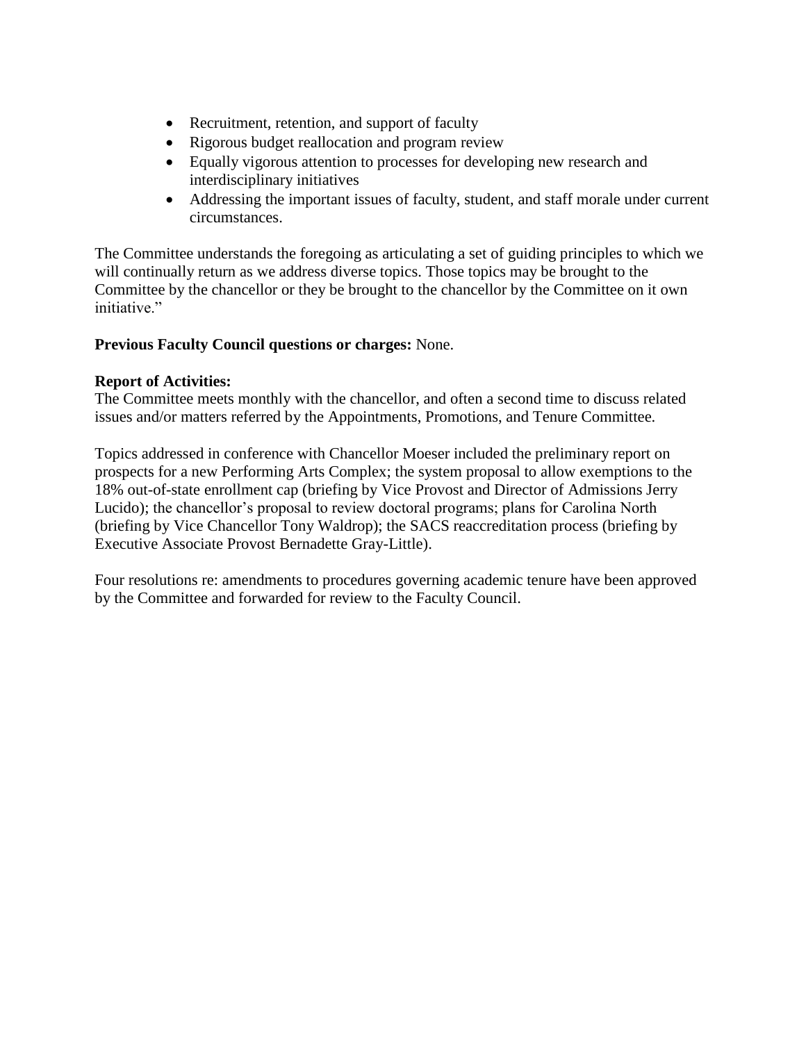- Recruitment, retention, and support of faculty
- Rigorous budget reallocation and program review
- Equally vigorous attention to processes for developing new research and interdisciplinary initiatives
- Addressing the important issues of faculty, student, and staff morale under current circumstances.

The Committee understands the foregoing as articulating a set of guiding principles to which we will continually return as we address diverse topics. Those topics may be brought to the Committee by the chancellor or they be brought to the chancellor by the Committee on it own initiative."

**Previous Faculty Council questions or charges:** None.

**Report of Activities:**
The Committee meets monthly with the chancellor, and often a second time to discuss related issues and/or matters referred by the Appointments, Promotions, and Tenure Committee.

Topics addressed in conference with Chancellor Moeser included the preliminary report on prospects for a new Performing Arts Complex; the system proposal to allow exemptions to the 18% out-of-state enrollment cap (briefing by Vice Provost and Director of Admissions Jerry Lucido); the chancellor's proposal to review doctoral programs; plans for Carolina North (briefing by Vice Chancellor Tony Waldrop); the SACS reaccreditation process (briefing by Executive Associate Provost Bernadette Gray-Little).

Four resolutions re: amendments to procedures governing academic tenure have been approved by the Committee and forwarded for review to the Faculty Council.